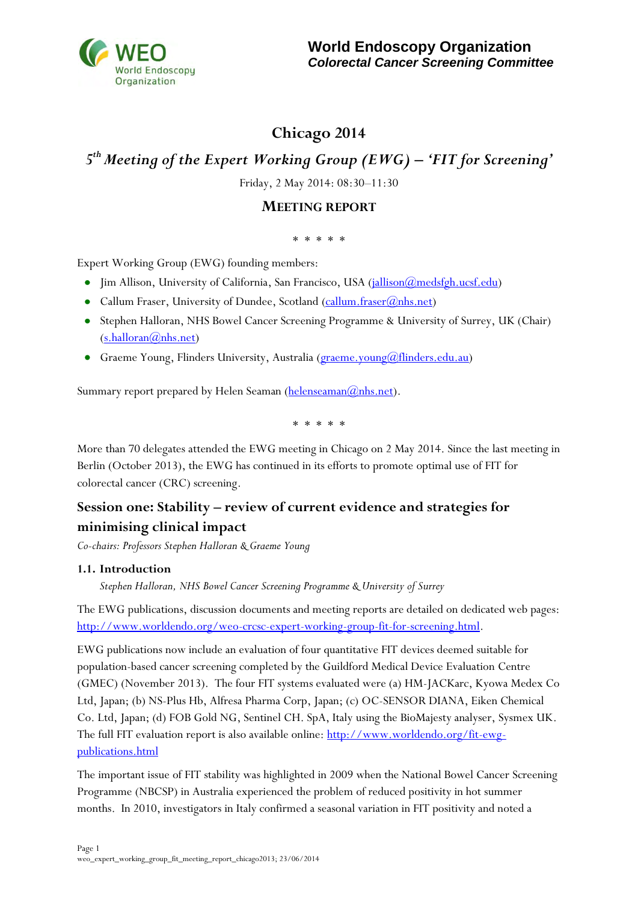**World Endoscopy Organization**
***Colorectal Cancer Screening Committee***

# Chicago 2014

## *5th Meeting of the Expert Working Group (EWG) – 'FIT for Screening'*

Friday, 2 May 2014: 08:30–11:30

### MEETING REPORT

\* \* \* \* \*

Expert Working Group (EWG) founding members:

- Jim Allison, University of California, San Francisco, USA (jallison@medsfgh.ucsf.edu)
- Callum Fraser, University of Dundee, Scotland (callum.fraser@nhs.net)
- Stephen Halloran, NHS Bowel Cancer Screening Programme & University of Surrey, UK (Chair) (s.halloran@nhs.net)
- Graeme Young, Flinders University, Australia (graeme.young@flinders.edu.au)

Summary report prepared by Helen Seaman (helenseaman@nhs.net).

\* \* \* \* \*

More than 70 delegates attended the EWG meeting in Chicago on 2 May 2014. Since the last meeting in Berlin (October 2013), the EWG has continued in its efforts to promote optimal use of FIT for colorectal cancer (CRC) screening.

## Session one: Stability – review of current evidence and strategies for minimising clinical impact

*Co-chairs: Professors Stephen Halloran & Graeme Young*

### 1.1. Introduction

*Stephen Halloran, NHS Bowel Cancer Screening Programme & University of Surrey*

The EWG publications, discussion documents and meeting reports are detailed on dedicated web pages: http://www.worldendo.org/weo-crcsc-expert-working-group-fit-for-screening.html.

EWG publications now include an evaluation of four quantitative FIT devices deemed suitable for population-based cancer screening completed by the Guildford Medical Device Evaluation Centre (GMEC) (November 2013). The four FIT systems evaluated were (a) HM-JACKarc, Kyowa Medex Co Ltd, Japan; (b) NS-Plus Hb, Alfresa Pharma Corp, Japan; (c) OC-SENSOR DIANA, Eiken Chemical Co. Ltd, Japan; (d) FOB Gold NG, Sentinel CH. SpA, Italy using the BioMajesty analyser, Sysmex UK. The full FIT evaluation report is also available online: http://www.worldendo.org/fit-ewg-publications.html

The important issue of FIT stability was highlighted in 2009 when the National Bowel Cancer Screening Programme (NBCSP) in Australia experienced the problem of reduced positivity in hot summer months. In 2010, investigators in Italy confirmed a seasonal variation in FIT positivity and noted a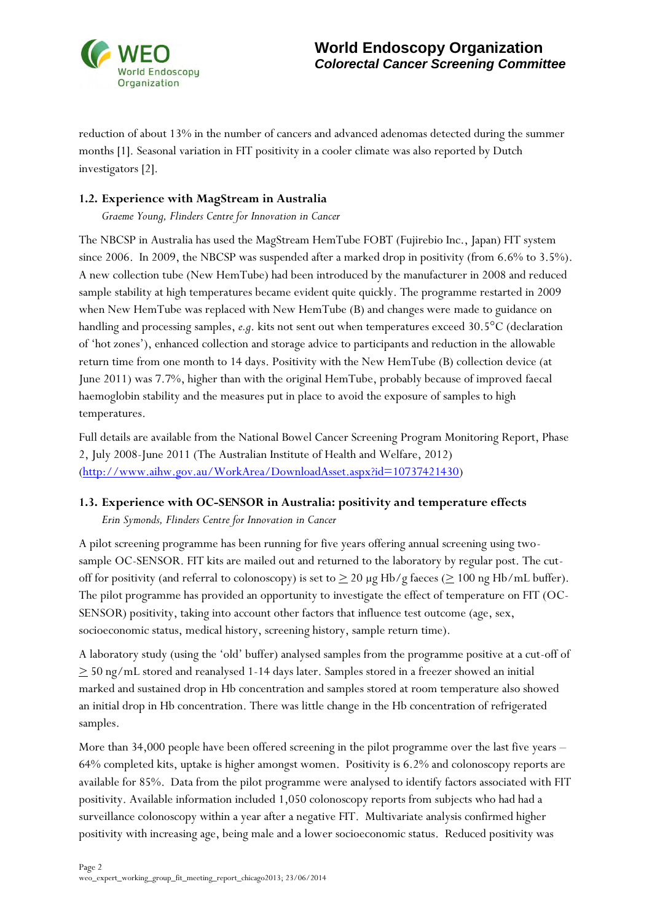reduction of about 13% in the number of cancers and advanced adenomas detected during the summer months [1]. Seasonal variation in FIT positivity in a cooler climate was also reported by Dutch investigators [2].

### 1.2. Experience with MagStream in Australia

*Graeme Young, Flinders Centre for Innovation in Cancer*

The NBCSP in Australia has used the MagStream HemTube FOBT (Fujirebio Inc., Japan) FIT system since 2006. In 2009, the NBCSP was suspended after a marked drop in positivity (from 6.6% to 3.5%). A new collection tube (New HemTube) had been introduced by the manufacturer in 2008 and reduced sample stability at high temperatures became evident quite quickly. The programme restarted in 2009 when New HemTube was replaced with New HemTube (B) and changes were made to guidance on handling and processing samples, *e.g.* kits not sent out when temperatures exceed 30.5°C (declaration of 'hot zones'), enhanced collection and storage advice to participants and reduction in the allowable return time from one month to 14 days. Positivity with the New HemTube (B) collection device (at June 2011) was 7.7%, higher than with the original HemTube, probably because of improved faecal haemoglobin stability and the measures put in place to avoid the exposure of samples to high temperatures.

Full details are available from the National Bowel Cancer Screening Program Monitoring Report, Phase 2, July 2008-June 2011 (The Australian Institute of Health and Welfare, 2012) (http://www.aihw.gov.au/WorkArea/DownloadAsset.aspx?id=10737421430)

### 1.3. Experience with OC-SENSOR in Australia: positivity and temperature effects

*Erin Symonds, Flinders Centre for Innovation in Cancer*

A pilot screening programme has been running for five years offering annual screening using two-sample OC-SENSOR. FIT kits are mailed out and returned to the laboratory by regular post. The cut-off for positivity (and referral to colonoscopy) is set to ≥ 20 µg Hb/g faeces (≥ 100 ng Hb/mL buffer). The pilot programme has provided an opportunity to investigate the effect of temperature on FIT (OC-SENSOR) positivity, taking into account other factors that influence test outcome (age, sex, socioeconomic status, medical history, screening history, sample return time).

A laboratory study (using the 'old' buffer) analysed samples from the programme positive at a cut-off of ≥ 50 ng/mL stored and reanalysed 1-14 days later. Samples stored in a freezer showed an initial marked and sustained drop in Hb concentration and samples stored at room temperature also showed an initial drop in Hb concentration. There was little change in the Hb concentration of refrigerated samples.

More than 34,000 people have been offered screening in the pilot programme over the last five years – 64% completed kits, uptake is higher amongst women. Positivity is 6.2% and colonoscopy reports are available for 85%. Data from the pilot programme were analysed to identify factors associated with FIT positivity. Available information included 1,050 colonoscopy reports from subjects who had had a surveillance colonoscopy within a year after a negative FIT. Multivariate analysis confirmed higher positivity with increasing age, being male and a lower socioeconomic status. Reduced positivity was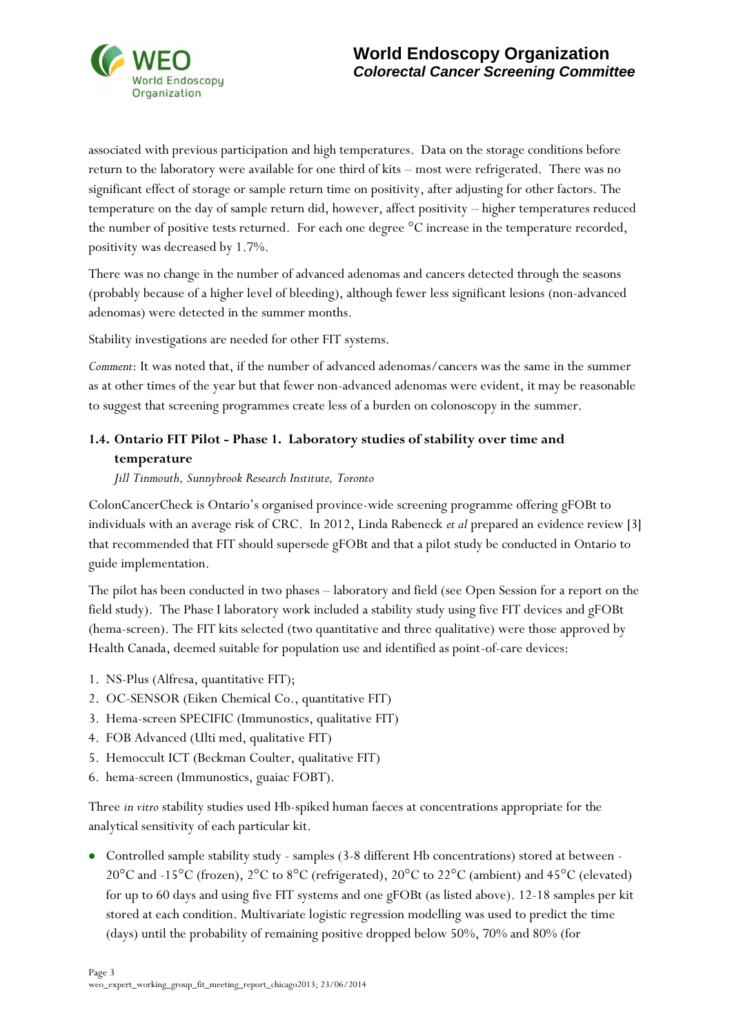associated with previous participation and high temperatures. Data on the storage conditions before return to the laboratory were available for one third of kits – most were refrigerated. There was no significant effect of storage or sample return time on positivity, after adjusting for other factors. The temperature on the day of sample return did, however, affect positivity – higher temperatures reduced the number of positive tests returned. For each one degree °C increase in the temperature recorded, positivity was decreased by 1.7%.

There was no change in the number of advanced adenomas and cancers detected through the seasons (probably because of a higher level of bleeding), although fewer less significant lesions (non-advanced adenomas) were detected in the summer months.

Stability investigations are needed for other FIT systems.

*Comment*: It was noted that, if the number of advanced adenomas/cancers was the same in the summer as at other times of the year but that fewer non-advanced adenomas were evident, it may be reasonable to suggest that screening programmes create less of a burden on colonoscopy in the summer.

### 1.4. Ontario FIT Pilot - Phase 1. Laboratory studies of stability over time and temperature

*Jill Tinmouth, Sunnybrook Research Institute, Toronto*

ColonCancerCheck is Ontario's organised province-wide screening programme offering gFOBt to individuals with an average risk of CRC. In 2012, Linda Rabeneck *et al* prepared an evidence review [3] that recommended that FIT should supersede gFOBt and that a pilot study be conducted in Ontario to guide implementation.

The pilot has been conducted in two phases – laboratory and field (see Open Session for a report on the field study). The Phase I laboratory work included a stability study using five FIT devices and gFOBt (hema-screen). The FIT kits selected (two quantitative and three qualitative) were those approved by Health Canada, deemed suitable for population use and identified as point-of-care devices:

1. NS-Plus (Alfresa, quantitative FIT);
2. OC-SENSOR (Eiken Chemical Co., quantitative FIT)
3. Hema-screen SPECIFIC (Immunostics, qualitative FIT)
4. FOB Advanced (Ulti med, qualitative FIT)
5. Hemoccult ICT (Beckman Coulter, qualitative FIT)
6. hema-screen (Immunostics, guaiac FOBT).

Three *in vitro* stability studies used Hb-spiked human faeces at concentrations appropriate for the analytical sensitivity of each particular kit.

- Controlled sample stability study - samples (3-8 different Hb concentrations) stored at between -20°C and -15°C (frozen), 2°C to 8°C (refrigerated), 20°C to 22°C (ambient) and 45°C (elevated) for up to 60 days and using five FIT systems and one gFOBt (as listed above). 12-18 samples per kit stored at each condition. Multivariate logistic regression modelling was used to predict the time (days) until the probability of remaining positive dropped below 50%, 70% and 80% (for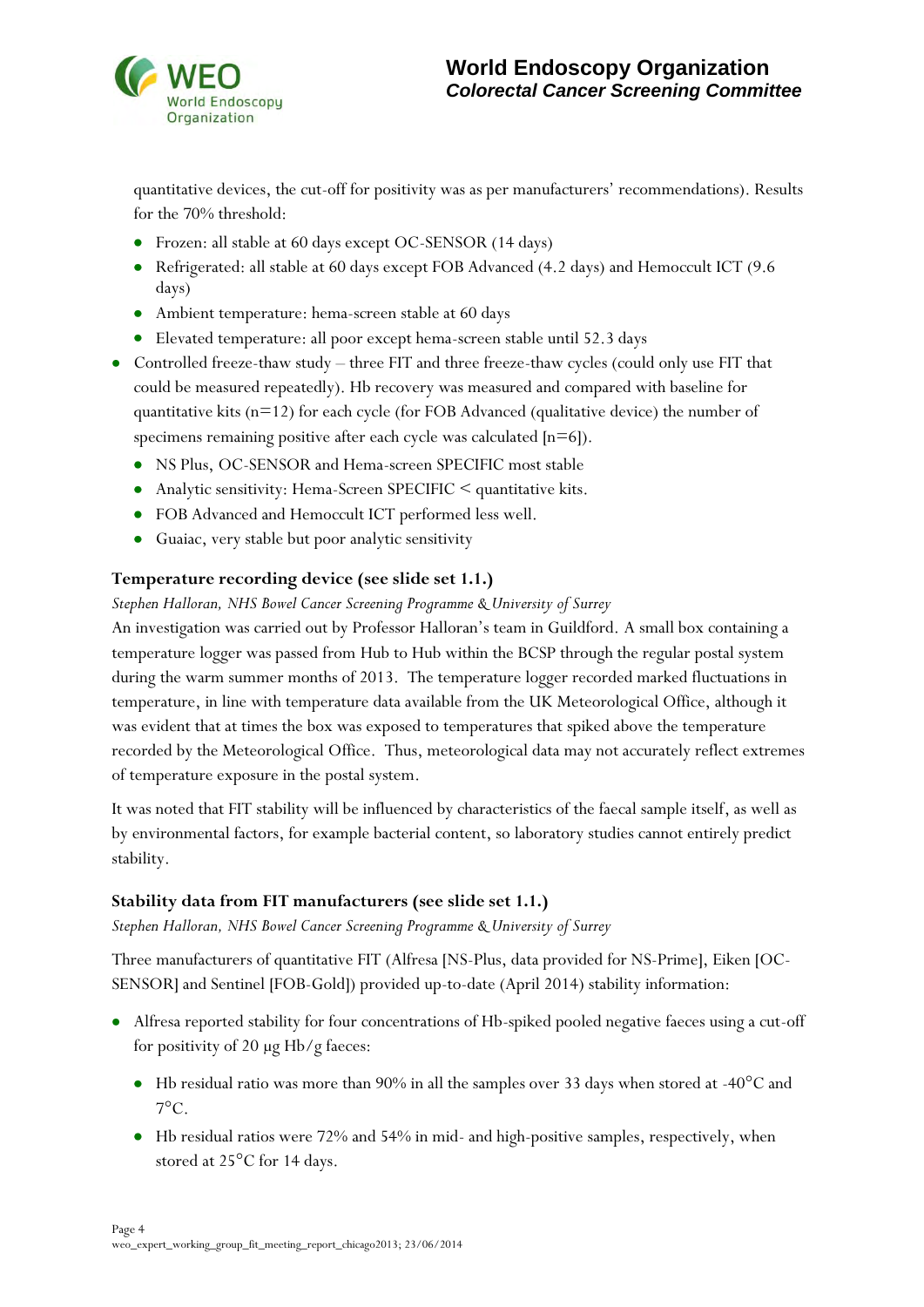quantitative devices, the cut-off for positivity was as per manufacturers' recommendations). Results for the 70% threshold:

  - Frozen: all stable at 60 days except OC-SENSOR (14 days)
  - Refrigerated: all stable at 60 days except FOB Advanced (4.2 days) and Hemoccult ICT (9.6 days)
  - Ambient temperature: hema-screen stable at 60 days
  - Elevated temperature: all poor except hema-screen stable until 52.3 days
- Controlled freeze-thaw study – three FIT and three freeze-thaw cycles (could only use FIT that could be measured repeatedly). Hb recovery was measured and compared with baseline for quantitative kits (n=12) for each cycle (for FOB Advanced (qualitative device) the number of specimens remaining positive after each cycle was calculated [n=6]).
  - NS Plus, OC-SENSOR and Hema-screen SPECIFIC most stable
  - Analytic sensitivity: Hema-Screen SPECIFIC < quantitative kits.
  - FOB Advanced and Hemoccult ICT performed less well.
  - Guaiac, very stable but poor analytic sensitivity

### Temperature recording device (see slide set 1.1.)

*Stephen Halloran, NHS Bowel Cancer Screening Programme & University of Surrey*

An investigation was carried out by Professor Halloran's team in Guildford. A small box containing a temperature logger was passed from Hub to Hub within the BCSP through the regular postal system during the warm summer months of 2013. The temperature logger recorded marked fluctuations in temperature, in line with temperature data available from the UK Meteorological Office, although it was evident that at times the box was exposed to temperatures that spiked above the temperature recorded by the Meteorological Office. Thus, meteorological data may not accurately reflect extremes of temperature exposure in the postal system.

It was noted that FIT stability will be influenced by characteristics of the faecal sample itself, as well as by environmental factors, for example bacterial content, so laboratory studies cannot entirely predict stability.

### Stability data from FIT manufacturers (see slide set 1.1.)

*Stephen Halloran, NHS Bowel Cancer Screening Programme & University of Surrey*

Three manufacturers of quantitative FIT (Alfresa [NS-Plus, data provided for NS-Prime], Eiken [OC-SENSOR] and Sentinel [FOB-Gold]) provided up-to-date (April 2014) stability information:

- Alfresa reported stability for four concentrations of Hb-spiked pooled negative faeces using a cut-off for positivity of 20 μg Hb/g faeces:
  - Hb residual ratio was more than 90% in all the samples over 33 days when stored at -40°C and 7°C.
  - Hb residual ratios were 72% and 54% in mid- and high-positive samples, respectively, when stored at 25°C for 14 days.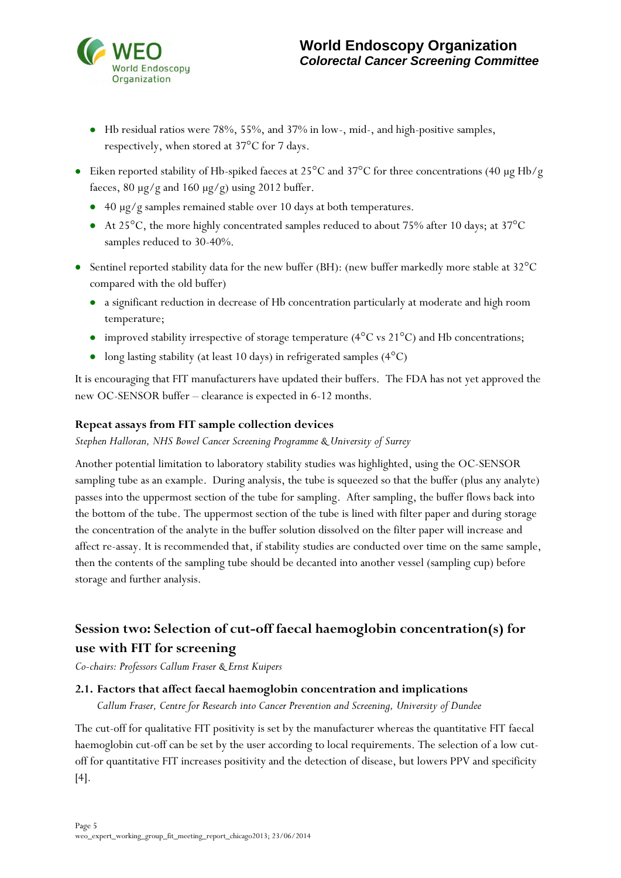- Hb residual ratios were 78%, 55%, and 37% in low-, mid-, and high-positive samples, respectively, when stored at 37°C for 7 days.

- Eiken reported stability of Hb-spiked faeces at 25°C and 37°C for three concentrations (40 µg Hb/g faeces, 80 µg/g and 160 µg/g) using 2012 buffer.
  - 40 µg/g samples remained stable over 10 days at both temperatures.
  - At 25°C, the more highly concentrated samples reduced to about 75% after 10 days; at 37°C samples reduced to 30-40%.
- Sentinel reported stability data for the new buffer (BH): (new buffer markedly more stable at 32°C compared with the old buffer)
  - a significant reduction in decrease of Hb concentration particularly at moderate and high room temperature;
  - improved stability irrespective of storage temperature (4°C vs 21°C) and Hb concentrations;
  - long lasting stability (at least 10 days) in refrigerated samples (4°C)

It is encouraging that FIT manufacturers have updated their buffers. The FDA has not yet approved the new OC-SENSOR buffer – clearance is expected in 6-12 months.

### Repeat assays from FIT sample collection devices

*Stephen Halloran, NHS Bowel Cancer Screening Programme & University of Surrey*

Another potential limitation to laboratory stability studies was highlighted, using the OC-SENSOR sampling tube as an example. During analysis, the tube is squeezed so that the buffer (plus any analyte) passes into the uppermost section of the tube for sampling. After sampling, the buffer flows back into the bottom of the tube. The uppermost section of the tube is lined with filter paper and during storage the concentration of the analyte in the buffer solution dissolved on the filter paper will increase and affect re-assay. It is recommended that, if stability studies are conducted over time on the same sample, then the contents of the sampling tube should be decanted into another vessel (sampling cup) before storage and further analysis.

## Session two: Selection of cut-off faecal haemoglobin concentration(s) for use with FIT for screening

*Co-chairs: Professors Callum Fraser & Ernst Kuipers*

### 2.1. Factors that affect faecal haemoglobin concentration and implications

*Callum Fraser, Centre for Research into Cancer Prevention and Screening, University of Dundee*

The cut-off for qualitative FIT positivity is set by the manufacturer whereas the quantitative FIT faecal haemoglobin cut-off can be set by the user according to local requirements. The selection of a low cut-off for quantitative FIT increases positivity and the detection of disease, but lowers PPV and specificity [4].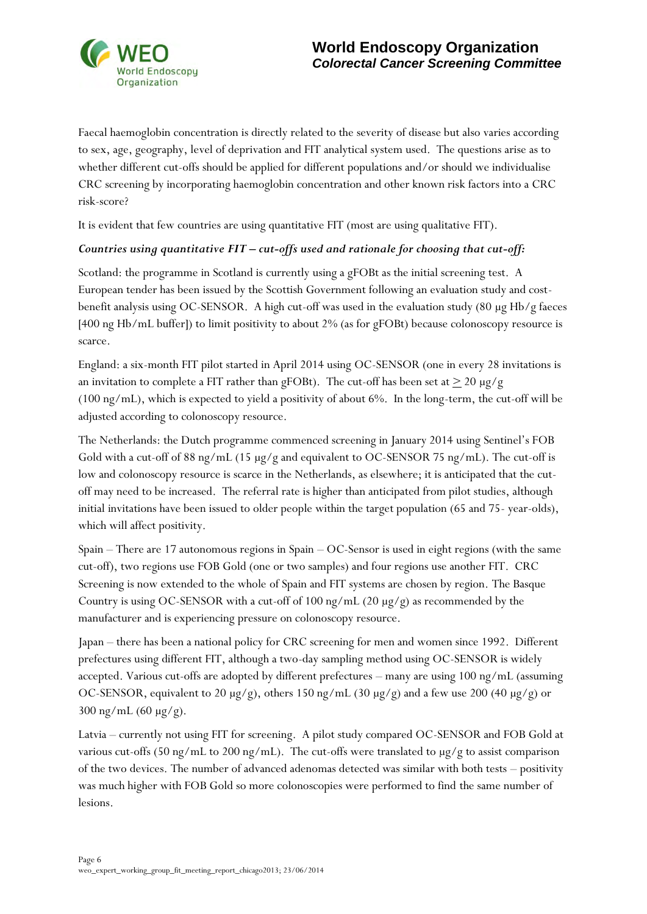Faecal haemoglobin concentration is directly related to the severity of disease but also varies according to sex, age, geography, level of deprivation and FIT analytical system used. The questions arise as to whether different cut-offs should be applied for different populations and/or should we individualise CRC screening by incorporating haemoglobin concentration and other known risk factors into a CRC risk-score?

It is evident that few countries are using quantitative FIT (most are using qualitative FIT).

***Countries using quantitative FIT – cut-offs used and rationale for choosing that cut-off:***

Scotland: the programme in Scotland is currently using a gFOBt as the initial screening test. A European tender has been issued by the Scottish Government following an evaluation study and cost-benefit analysis using OC-SENSOR. A high cut-off was used in the evaluation study (80 µg Hb/g faeces [400 ng Hb/mL buffer]) to limit positivity to about 2% (as for gFOBt) because colonoscopy resource is scarce.

England: a six-month FIT pilot started in April 2014 using OC-SENSOR (one in every 28 invitations is an invitation to complete a FIT rather than gFOBt). The cut-off has been set at $\geq$ 20 µg/g (100 ng/mL), which is expected to yield a positivity of about 6%. In the long-term, the cut-off will be adjusted according to colonoscopy resource.

The Netherlands: the Dutch programme commenced screening in January 2014 using Sentinel's FOB Gold with a cut-off of 88 ng/mL (15 µg/g and equivalent to OC-SENSOR 75 ng/mL). The cut-off is low and colonoscopy resource is scarce in the Netherlands, as elsewhere; it is anticipated that the cut-off may need to be increased. The referral rate is higher than anticipated from pilot studies, although initial invitations have been issued to older people within the target population (65 and 75- year-olds), which will affect positivity.

Spain – There are 17 autonomous regions in Spain – OC-Sensor is used in eight regions (with the same cut-off), two regions use FOB Gold (one or two samples) and four regions use another FIT. CRC Screening is now extended to the whole of Spain and FIT systems are chosen by region. The Basque Country is using OC-SENSOR with a cut-off of 100 ng/mL (20 µg/g) as recommended by the manufacturer and is experiencing pressure on colonoscopy resource.

Japan – there has been a national policy for CRC screening for men and women since 1992. Different prefectures using different FIT, although a two-day sampling method using OC-SENSOR is widely accepted. Various cut-offs are adopted by different prefectures – many are using 100 ng/mL (assuming OC-SENSOR, equivalent to 20 µg/g), others 150 ng/mL (30 µg/g) and a few use 200 (40 µg/g) or 300 ng/mL (60 µg/g).

Latvia – currently not using FIT for screening. A pilot study compared OC-SENSOR and FOB Gold at various cut-offs (50 ng/mL to 200 ng/mL). The cut-offs were translated to µg/g to assist comparison of the two devices. The number of advanced adenomas detected was similar with both tests – positivity was much higher with FOB Gold so more colonoscopies were performed to find the same number of lesions.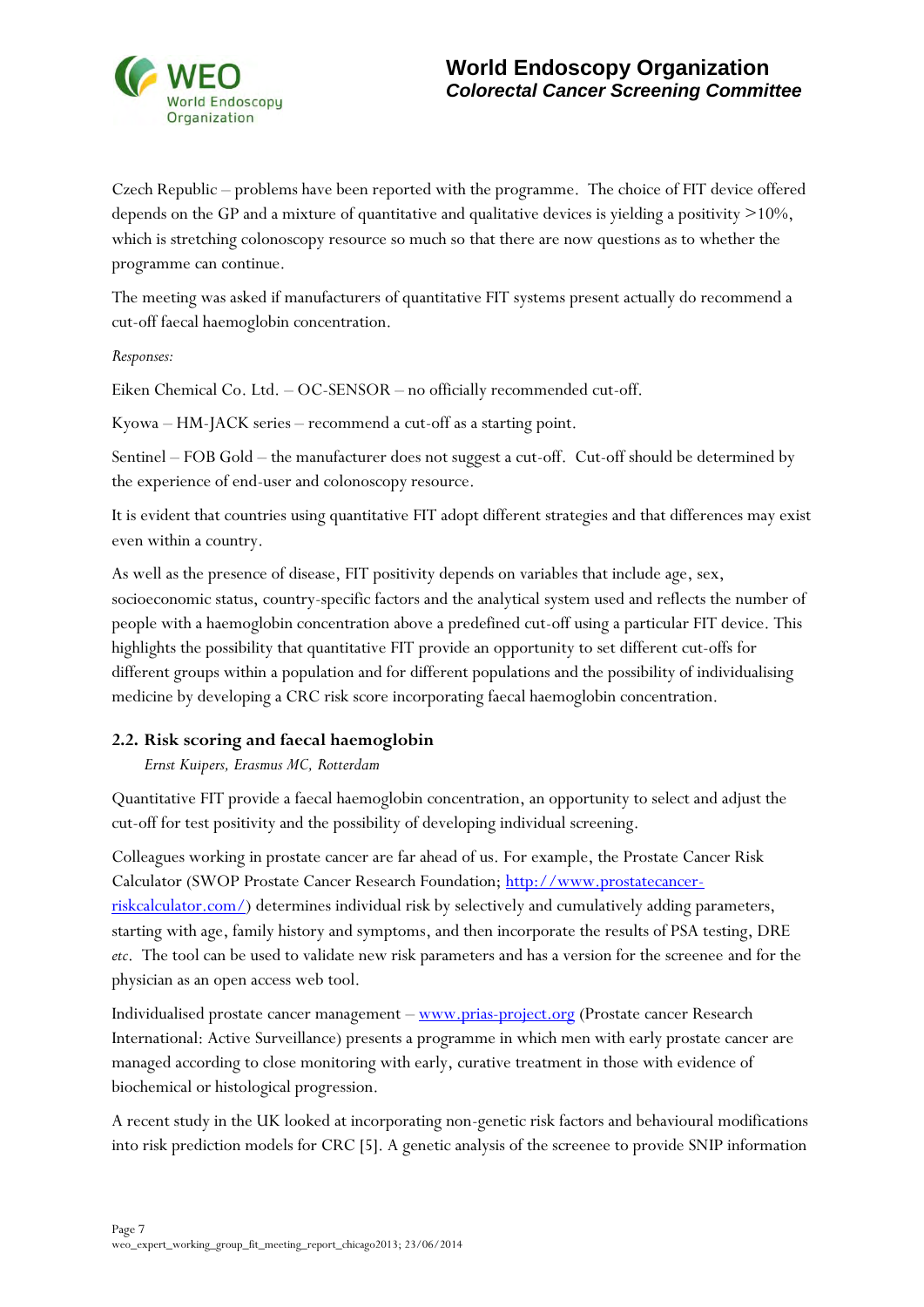Czech Republic – problems have been reported with the programme. The choice of FIT device offered depends on the GP and a mixture of quantitative and qualitative devices is yielding a positivity >10%, which is stretching colonoscopy resource so much so that there are now questions as to whether the programme can continue.

The meeting was asked if manufacturers of quantitative FIT systems present actually do recommend a cut-off faecal haemoglobin concentration.

*Responses:*

Eiken Chemical Co. Ltd. – OC-SENSOR – no officially recommended cut-off.

Kyowa – HM-JACK series – recommend a cut-off as a starting point.

Sentinel – FOB Gold – the manufacturer does not suggest a cut-off. Cut-off should be determined by the experience of end-user and colonoscopy resource.

It is evident that countries using quantitative FIT adopt different strategies and that differences may exist even within a country.

As well as the presence of disease, FIT positivity depends on variables that include age, sex, socioeconomic status, country-specific factors and the analytical system used and reflects the number of people with a haemoglobin concentration above a predefined cut-off using a particular FIT device. This highlights the possibility that quantitative FIT provide an opportunity to set different cut-offs for different groups within a population and for different populations and the possibility of individualising medicine by developing a CRC risk score incorporating faecal haemoglobin concentration.

### 2.2. Risk scoring and faecal haemoglobin

*Ernst Kuipers, Erasmus MC, Rotterdam*

Quantitative FIT provide a faecal haemoglobin concentration, an opportunity to select and adjust the cut-off for test positivity and the possibility of developing individual screening.

Colleagues working in prostate cancer are far ahead of us. For example, the Prostate Cancer Risk Calculator (SWOP Prostate Cancer Research Foundation; http://www.prostatecancer-riskcalculator.com/) determines individual risk by selectively and cumulatively adding parameters, starting with age, family history and symptoms, and then incorporate the results of PSA testing, DRE *etc*. The tool can be used to validate new risk parameters and has a version for the screenee and for the physician as an open access web tool.

Individualised prostate cancer management – www.prias-project.org (Prostate cancer Research International: Active Surveillance) presents a programme in which men with early prostate cancer are managed according to close monitoring with early, curative treatment in those with evidence of biochemical or histological progression.

A recent study in the UK looked at incorporating non-genetic risk factors and behavioural modifications into risk prediction models for CRC [5]. A genetic analysis of the screenee to provide SNIP information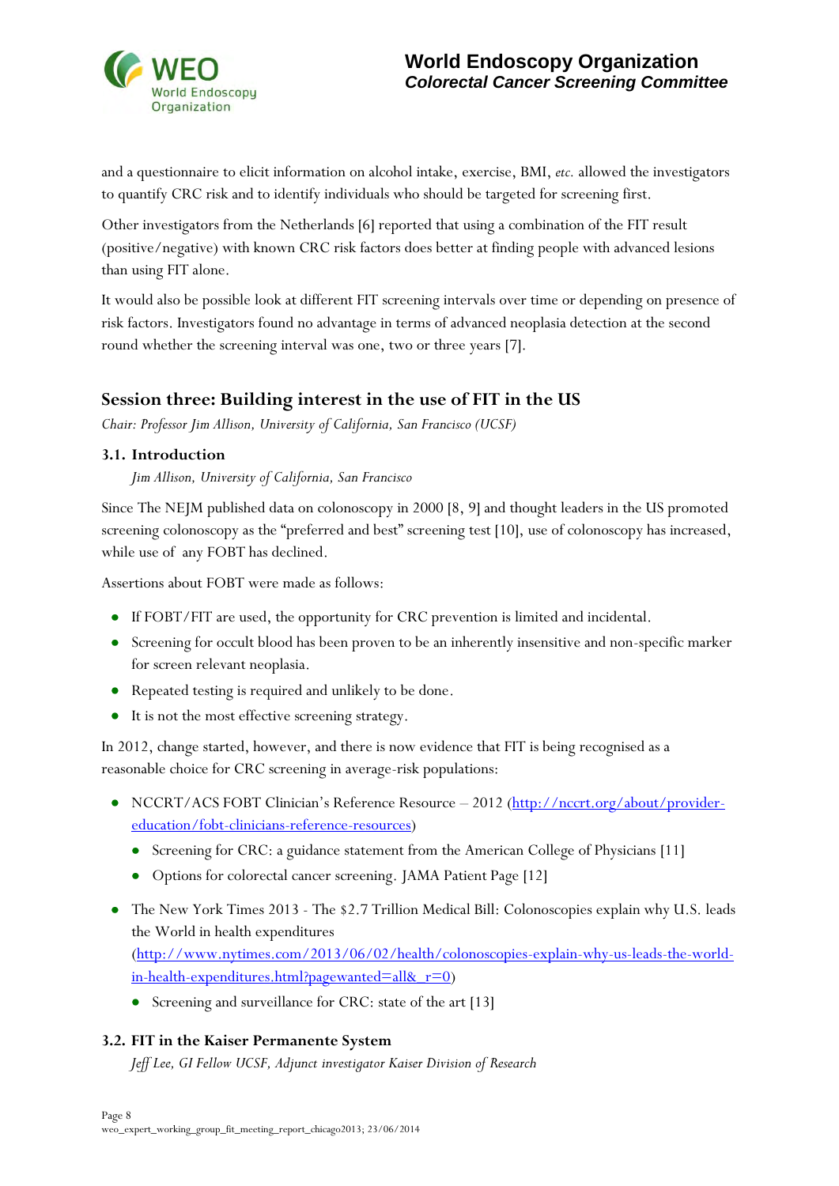and a questionnaire to elicit information on alcohol intake, exercise, BMI, *etc.* allowed the investigators to quantify CRC risk and to identify individuals who should be targeted for screening first.

Other investigators from the Netherlands [6] reported that using a combination of the FIT result (positive/negative) with known CRC risk factors does better at finding people with advanced lesions than using FIT alone.

It would also be possible look at different FIT screening intervals over time or depending on presence of risk factors. Investigators found no advantage in terms of advanced neoplasia detection at the second round whether the screening interval was one, two or three years [7].

## Session three: Building interest in the use of FIT in the US

*Chair: Professor Jim Allison, University of California, San Francisco (UCSF)*

### 3.1. Introduction

*Jim Allison, University of California, San Francisco*

Since The NEJM published data on colonoscopy in 2000 [8, 9] and thought leaders in the US promoted screening colonoscopy as the "preferred and best" screening test [10], use of colonoscopy has increased, while use of any FOBT has declined.

Assertions about FOBT were made as follows:

- If FOBT/FIT are used, the opportunity for CRC prevention is limited and incidental.
- Screening for occult blood has been proven to be an inherently insensitive and non-specific marker for screen relevant neoplasia.
- Repeated testing is required and unlikely to be done.
- It is not the most effective screening strategy.

In 2012, change started, however, and there is now evidence that FIT is being recognised as a reasonable choice for CRC screening in average-risk populations:

- NCCRT/ACS FOBT Clinician's Reference Resource – 2012 (http://nccrt.org/about/provider-education/fobt-clinicians-reference-resources)
  - Screening for CRC: a guidance statement from the American College of Physicians [11]
  - Options for colorectal cancer screening. JAMA Patient Page [12]
- The New York Times 2013 - The $2.7 Trillion Medical Bill: Colonoscopies explain why U.S. leads the World in health expenditures (http://www.nytimes.com/2013/06/02/health/colonoscopies-explain-why-us-leads-the-world-in-health-expenditures.html?pagewanted=all&_r=0)
  - Screening and surveillance for CRC: state of the art [13]

### 3.2. FIT in the Kaiser Permanente System

*Jeff Lee, GI Fellow UCSF, Adjunct investigator Kaiser Division of Research*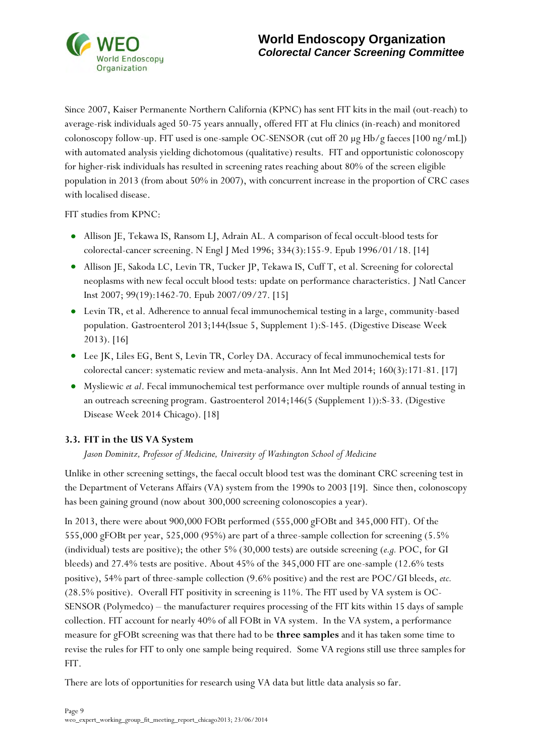Since 2007, Kaiser Permanente Northern California (KPNC) has sent FIT kits in the mail (out-reach) to average-risk individuals aged 50-75 years annually, offered FIT at Flu clinics (in-reach) and monitored colonoscopy follow-up. FIT used is one-sample OC-SENSOR (cut off 20 µg Hb/g faeces [100 ng/mL]) with automated analysis yielding dichotomous (qualitative) results. FIT and opportunistic colonoscopy for higher-risk individuals has resulted in screening rates reaching about 80% of the screen eligible population in 2013 (from about 50% in 2007), with concurrent increase in the proportion of CRC cases with localised disease.

FIT studies from KPNC:

- Allison JE, Tekawa IS, Ransom LJ, Adrain AL. A comparison of fecal occult-blood tests for colorectal-cancer screening. N Engl J Med 1996; 334(3):155-9. Epub 1996/01/18. [14]
- Allison JE, Sakoda LC, Levin TR, Tucker JP, Tekawa IS, Cuff T, et al. Screening for colorectal neoplasms with new fecal occult blood tests: update on performance characteristics. J Natl Cancer Inst 2007; 99(19):1462-70. Epub 2007/09/27. [15]
- Levin TR, et al. Adherence to annual fecal immunochemical testing in a large, community-based population. Gastroenterol 2013;144(Issue 5, Supplement 1):S-145. (Digestive Disease Week 2013). [16]
- Lee JK, Liles EG, Bent S, Levin TR, Corley DA. Accuracy of fecal immunochemical tests for colorectal cancer: systematic review and meta-analysis. Ann Int Med 2014; 160(3):171-81. [17]
- Mysliewic *et al*. Fecal immunochemical test performance over multiple rounds of annual testing in an outreach screening program. Gastroenterol 2014;146(5 (Supplement 1)):S-33. (Digestive Disease Week 2014 Chicago). [18]

### 3.3. FIT in the US VA System

*Jason Dominitz, Professor of Medicine, University of Washington School of Medicine*

Unlike in other screening settings, the faecal occult blood test was the dominant CRC screening test in the Department of Veterans Affairs (VA) system from the 1990s to 2003 [19]. Since then, colonoscopy has been gaining ground (now about 300,000 screening colonoscopies a year).

In 2013, there were about 900,000 FOBt performed (555,000 gFOBt and 345,000 FIT). Of the 555,000 gFOBt per year, 525,000 (95%) are part of a three-sample collection for screening (5.5% (individual) tests are positive); the other 5% (30,000 tests) are outside screening (*e.g.* POC, for GI bleeds) and 27.4% tests are positive. About 45% of the 345,000 FIT are one-sample (12.6% tests positive), 54% part of three-sample collection (9.6% positive) and the rest are POC/GI bleeds, *etc.* (28.5% positive). Overall FIT positivity in screening is 11%. The FIT used by VA system is OC-SENSOR (Polymedco) – the manufacturer requires processing of the FIT kits within 15 days of sample collection. FIT account for nearly 40% of all FOBt in VA system. In the VA system, a performance measure for gFOBt screening was that there had to be **three samples** and it has taken some time to revise the rules for FIT to only one sample being required. Some VA regions still use three samples for FIT.

There are lots of opportunities for research using VA data but little data analysis so far.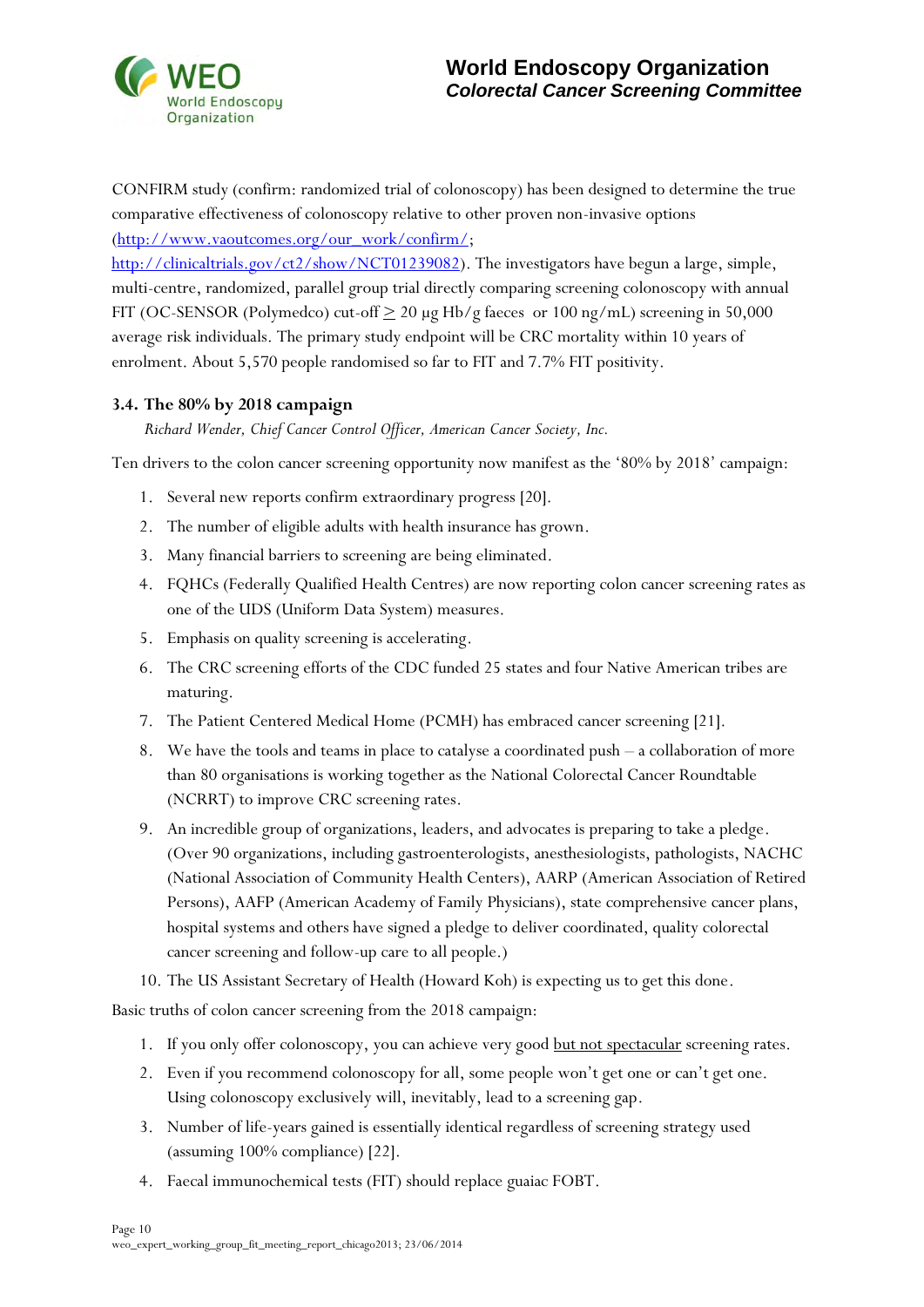CONFIRM study (confirm: randomized trial of colonoscopy) has been designed to determine the true comparative effectiveness of colonoscopy relative to other proven non-invasive options (http://www.vaoutcomes.org/our_work/confirm/; http://clinicaltrials.gov/ct2/show/NCT01239082). The investigators have begun a large, simple, multi-centre, randomized, parallel group trial directly comparing screening colonoscopy with annual FIT (OC-SENSOR (Polymedco) cut-off $\geq$ 20 µg Hb/g faeces or 100 ng/mL) screening in 50,000 average risk individuals. The primary study endpoint will be CRC mortality within 10 years of enrolment. About 5,570 people randomised so far to FIT and 7.7% FIT positivity.

### 3.4. The 80% by 2018 campaign

*Richard Wender, Chief Cancer Control Officer, American Cancer Society, Inc.*

Ten drivers to the colon cancer screening opportunity now manifest as the '80% by 2018' campaign:

1. Several new reports confirm extraordinary progress [20].
2. The number of eligible adults with health insurance has grown.
3. Many financial barriers to screening are being eliminated.
4. FQHCs (Federally Qualified Health Centres) are now reporting colon cancer screening rates as one of the UDS (Uniform Data System) measures.
5. Emphasis on quality screening is accelerating.
6. The CRC screening efforts of the CDC funded 25 states and four Native American tribes are maturing.
7. The Patient Centered Medical Home (PCMH) has embraced cancer screening [21].
8. We have the tools and teams in place to catalyse a coordinated push – a collaboration of more than 80 organisations is working together as the National Colorectal Cancer Roundtable (NCRRT) to improve CRC screening rates.
9. An incredible group of organizations, leaders, and advocates is preparing to take a pledge. (Over 90 organizations, including gastroenterologists, anesthesiologists, pathologists, NACHC (National Association of Community Health Centers), AARP (American Association of Retired Persons), AAFP (American Academy of Family Physicians), state comprehensive cancer plans, hospital systems and others have signed a pledge to deliver coordinated, quality colorectal cancer screening and follow-up care to all people.)
10. The US Assistant Secretary of Health (Howard Koh) is expecting us to get this done.

Basic truths of colon cancer screening from the 2018 campaign:

1. If you only offer colonoscopy, you can achieve very good <u>but not spectacular</u> screening rates.
2. Even if you recommend colonoscopy for all, some people won't get one or can't get one. Using colonoscopy exclusively will, inevitably, lead to a screening gap.
3. Number of life-years gained is essentially identical regardless of screening strategy used (assuming 100% compliance) [22].
4. Faecal immunochemical tests (FIT) should replace guaiac FOBT.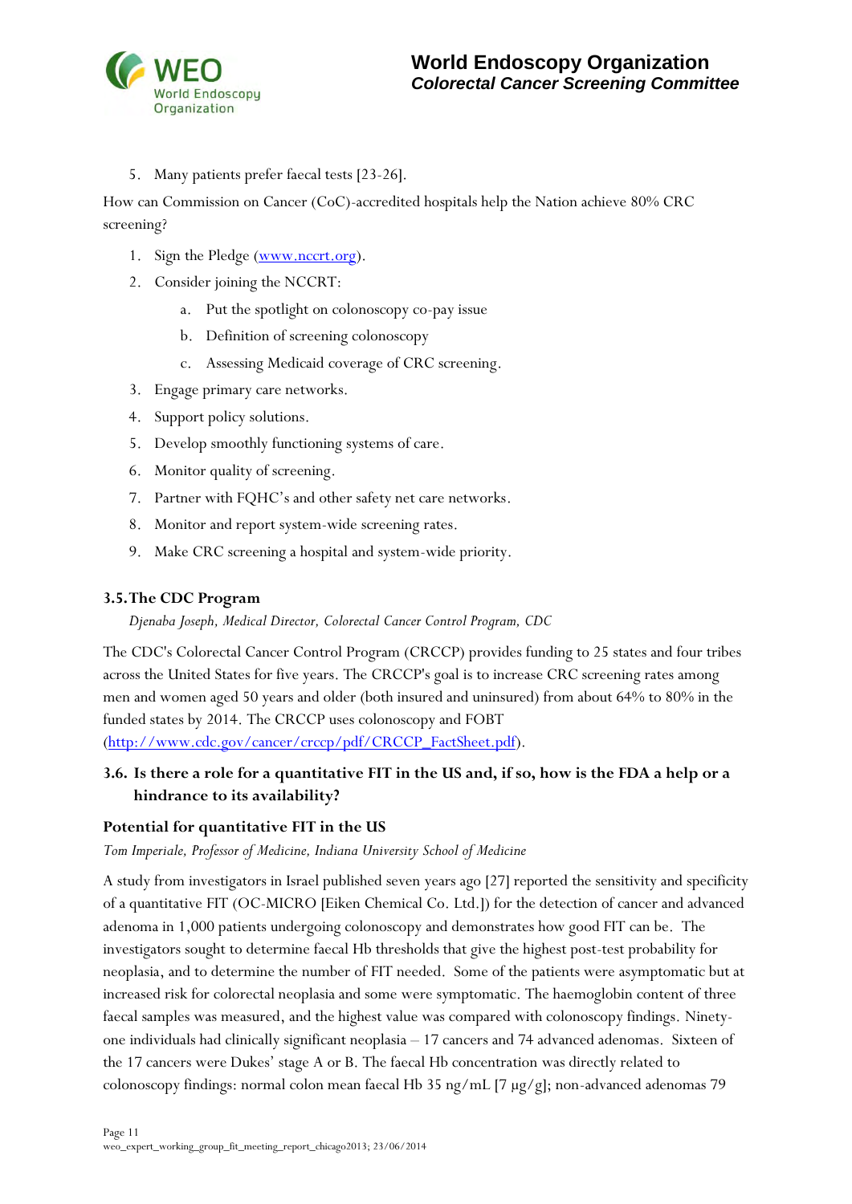5. Many patients prefer faecal tests [23-26].

How can Commission on Cancer (CoC)-accredited hospitals help the Nation achieve 80% CRC screening?

1. Sign the Pledge (www.nccrt.org).
2. Consider joining the NCCRT:
   a. Put the spotlight on colonoscopy co-pay issue
   b. Definition of screening colonoscopy
   c. Assessing Medicaid coverage of CRC screening.
3. Engage primary care networks.
4. Support policy solutions.
5. Develop smoothly functioning systems of care.
6. Monitor quality of screening.
7. Partner with FQHC's and other safety net care networks.
8. Monitor and report system-wide screening rates.
9. Make CRC screening a hospital and system-wide priority.

### 3.5. The CDC Program

*Djenaba Joseph, Medical Director, Colorectal Cancer Control Program, CDC*

The CDC's Colorectal Cancer Control Program (CRCCP) provides funding to 25 states and four tribes across the United States for five years. The CRCCP's goal is to increase CRC screening rates among men and women aged 50 years and older (both insured and uninsured) from about 64% to 80% in the funded states by 2014. The CRCCP uses colonoscopy and FOBT (http://www.cdc.gov/cancer/crccp/pdf/CRCCP_FactSheet.pdf).

### 3.6. Is there a role for a quantitative FIT in the US and, if so, how is the FDA a help or a hindrance to its availability?

#### Potential for quantitative FIT in the US

*Tom Imperiale, Professor of Medicine, Indiana University School of Medicine*

A study from investigators in Israel published seven years ago [27] reported the sensitivity and specificity of a quantitative FIT (OC-MICRO [Eiken Chemical Co. Ltd.]) for the detection of cancer and advanced adenoma in 1,000 patients undergoing colonoscopy and demonstrates how good FIT can be. The investigators sought to determine faecal Hb thresholds that give the highest post-test probability for neoplasia, and to determine the number of FIT needed. Some of the patients were asymptomatic but at increased risk for colorectal neoplasia and some were symptomatic. The haemoglobin content of three faecal samples was measured, and the highest value was compared with colonoscopy findings. Ninety-one individuals had clinically significant neoplasia – 17 cancers and 74 advanced adenomas. Sixteen of the 17 cancers were Dukes' stage A or B. The faecal Hb concentration was directly related to colonoscopy findings: normal colon mean faecal Hb 35 ng/mL [7 µg/g]; non-advanced adenomas 79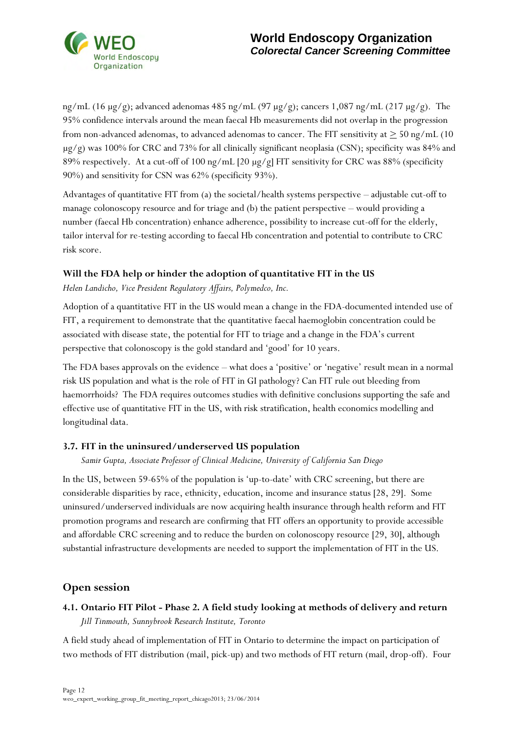ng/mL (16 µg/g); advanced adenomas 485 ng/mL (97 µg/g); cancers 1,087 ng/mL (217 µg/g). The 95% confidence intervals around the mean faecal Hb measurements did not overlap in the progression from non-advanced adenomas, to advanced adenomas to cancer. The FIT sensitivity at $\geq$ 50 ng/mL (10 µg/g) was 100% for CRC and 73% for all clinically significant neoplasia (CSN); specificity was 84% and 89% respectively. At a cut-off of 100 ng/mL [20 µg/g] FIT sensitivity for CRC was 88% (specificity 90%) and sensitivity for CSN was 62% (specificity 93%).

Advantages of quantitative FIT from (a) the societal/health systems perspective – adjustable cut-off to manage colonoscopy resource and for triage and (b) the patient perspective – would providing a number (faecal Hb concentration) enhance adherence, possibility to increase cut-off for the elderly, tailor interval for re-testing according to faecal Hb concentration and potential to contribute to CRC risk score.

### Will the FDA help or hinder the adoption of quantitative FIT in the US

*Helen Landicho, Vice President Regulatory Affairs, Polymedco, Inc.*

Adoption of a quantitative FIT in the US would mean a change in the FDA-documented intended use of FIT, a requirement to demonstrate that the quantitative faecal haemoglobin concentration could be associated with disease state, the potential for FIT to triage and a change in the FDA's current perspective that colonoscopy is the gold standard and 'good' for 10 years.

The FDA bases approvals on the evidence – what does a 'positive' or 'negative' result mean in a normal risk US population and what is the role of FIT in GI pathology? Can FIT rule out bleeding from haemorrhoids? The FDA requires outcomes studies with definitive conclusions supporting the safe and effective use of quantitative FIT in the US, with risk stratification, health economics modelling and longitudinal data.

### 3.7. FIT in the uninsured/underserved US population

*Samir Gupta, Associate Professor of Clinical Medicine, University of California San Diego*

In the US, between 59-65% of the population is 'up-to-date' with CRC screening, but there are considerable disparities by race, ethnicity, education, income and insurance status [28, 29]. Some uninsured/underserved individuals are now acquiring health insurance through health reform and FIT promotion programs and research are confirming that FIT offers an opportunity to provide accessible and affordable CRC screening and to reduce the burden on colonoscopy resource [29, 30], although substantial infrastructure developments are needed to support the implementation of FIT in the US.

## Open session

### 4.1. Ontario FIT Pilot - Phase 2. A field study looking at methods of delivery and return

*Jill Tinmouth, Sunnybrook Research Institute, Toronto*

A field study ahead of implementation of FIT in Ontario to determine the impact on participation of two methods of FIT distribution (mail, pick-up) and two methods of FIT return (mail, drop-off). Four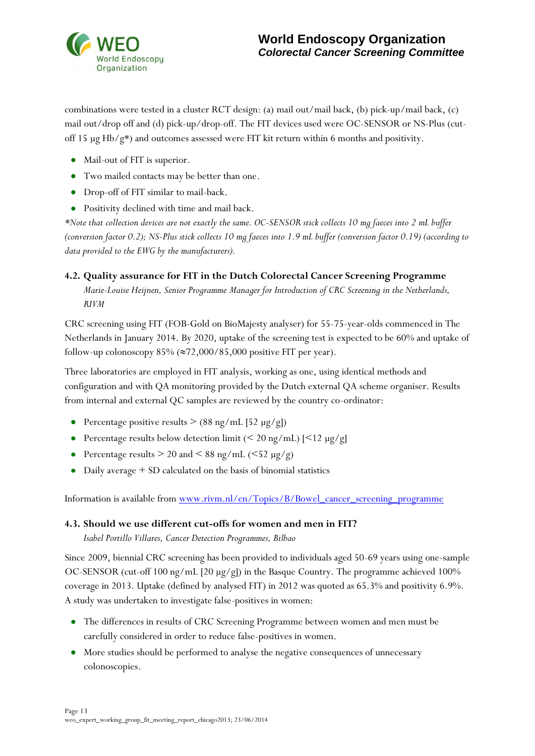combinations were tested in a cluster RCT design: (a) mail out/mail back, (b) pick-up/mail back, (c) mail out/drop off and (d) pick-up/drop-off. The FIT devices used were OC-SENSOR or NS-Plus (cut-off 15 µg Hb/g*) and outcomes assessed were FIT kit return within 6 months and positivity.

- Mail-out of FIT is superior.
- Two mailed contacts may be better than one.
- Drop-off of FIT similar to mail-back.
- Positivity declined with time and mail back.

*\*Note that collection devices are not exactly the same. OC-SENSOR stick collects 10 mg faeces into 2 mL buffer (conversion factor 0.2); NS-Plus stick collects 10 mg faeces into 1.9 mL buffer (conversion factor 0.19) (according to data provided to the EWG by the manufacturers).*

### 4.2. Quality assurance for FIT in the Dutch Colorectal Cancer Screening Programme

*Marie-Louise Heijnen, Senior Programme Manager for Introduction of CRC Screening in the Netherlands, RIVM*

CRC screening using FIT (FOB-Gold on BioMajesty analyser) for 55-75-year-olds commenced in The Netherlands in January 2014. By 2020, uptake of the screening test is expected to be 60% and uptake of follow-up colonoscopy 85% (≈72,000/85,000 positive FIT per year).

Three laboratories are employed in FIT analysis, working as one, using identical methods and configuration and with QA monitoring provided by the Dutch external QA scheme organiser. Results from internal and external QC samples are reviewed by the country co-ordinator:

- Percentage positive results > (88 ng/mL [52 µg/g])
- Percentage results below detection limit (< 20 ng/mL) [<12 µg/g]
- Percentage results > 20 and < 88 ng/mL (<52 µg/g)
- Daily average + SD calculated on the basis of binomial statistics

Information is available from [www.rivm.nl/en/Topics/B/Bowel_cancer_screening_programme](www.rivm.nl/en/Topics/B/Bowel_cancer_screening_programme)

### 4.3. Should we use different cut-offs for women and men in FIT?

*Isabel Portillo Villares, Cancer Detection Programmes, Bilbao*

Since 2009, biennial CRC screening has been provided to individuals aged 50-69 years using one-sample OC-SENSOR (cut-off 100 ng/mL [20 µg/g]) in the Basque Country. The programme achieved 100% coverage in 2013. Uptake (defined by analysed FIT) in 2012 was quoted as 65.3% and positivity 6.9%. A study was undertaken to investigate false-positives in women:

- The differences in results of CRC Screening Programme between women and men must be carefully considered in order to reduce false-positives in women.
- More studies should be performed to analyse the negative consequences of unnecessary colonoscopies.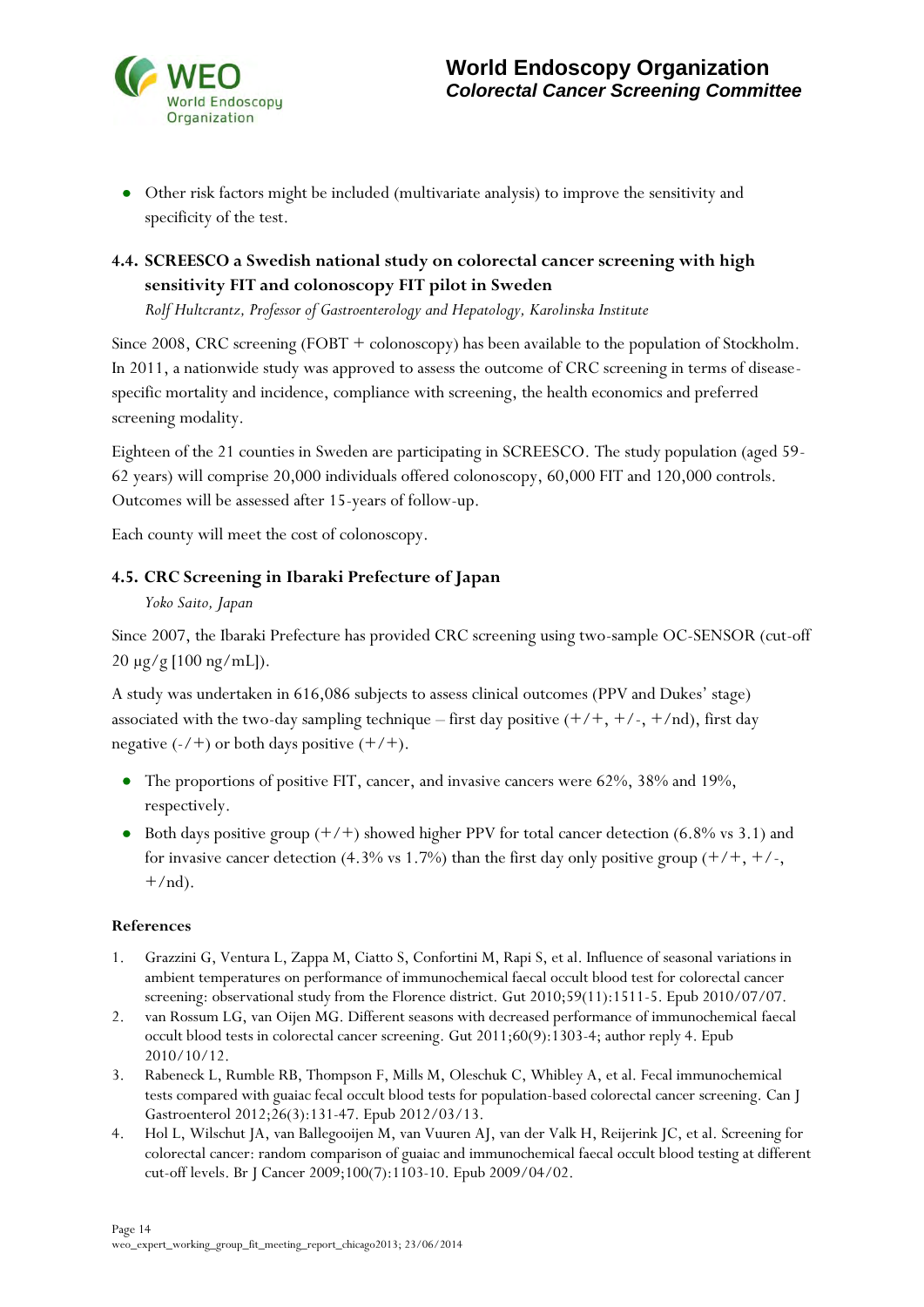- Other risk factors might be included (multivariate analysis) to improve the sensitivity and specificity of the test.

### 4.4. SCREESCO a Swedish national study on colorectal cancer screening with high sensitivity FIT and colonoscopy FIT pilot in Sweden

*Rolf Hultcrantz, Professor of Gastroenterology and Hepatology, Karolinska Institute*

Since 2008, CRC screening (FOBT + colonoscopy) has been available to the population of Stockholm. In 2011, a nationwide study was approved to assess the outcome of CRC screening in terms of disease-specific mortality and incidence, compliance with screening, the health economics and preferred screening modality.

Eighteen of the 21 counties in Sweden are participating in SCREESCO. The study population (aged 59-62 years) will comprise 20,000 individuals offered colonoscopy, 60,000 FIT and 120,000 controls. Outcomes will be assessed after 15-years of follow-up.

Each county will meet the cost of colonoscopy.

### 4.5. CRC Screening in Ibaraki Prefecture of Japan

*Yoko Saito, Japan*

Since 2007, the Ibaraki Prefecture has provided CRC screening using two-sample OC-SENSOR (cut-off 20 µg/g [100 ng/mL]).

A study was undertaken in 616,086 subjects to assess clinical outcomes (PPV and Dukes' stage) associated with the two-day sampling technique – first day positive (+/+, +/-, +/nd), first day negative (-/+) or both days positive (+/+).

- The proportions of positive FIT, cancer, and invasive cancers were 62%, 38% and 19%, respectively.
- Both days positive group (+/+) showed higher PPV for total cancer detection (6.8% vs 3.1) and for invasive cancer detection (4.3% vs 1.7%) than the first day only positive group (+/+, +/-, +/nd).

#### References

1. Grazzini G, Ventura L, Zappa M, Ciatto S, Confortini M, Rapi S, et al. Influence of seasonal variations in ambient temperatures on performance of immunochemical faecal occult blood test for colorectal cancer screening: observational study from the Florence district. Gut 2010;59(11):1511-5. Epub 2010/07/07.
2. van Rossum LG, van Oijen MG. Different seasons with decreased performance of immunochemical faecal occult blood tests in colorectal cancer screening. Gut 2011;60(9):1303-4; author reply 4. Epub 2010/10/12.
3. Rabeneck L, Rumble RB, Thompson F, Mills M, Oleschuk C, Whibley A, et al. Fecal immunochemical tests compared with guaiac fecal occult blood tests for population-based colorectal cancer screening. Can J Gastroenterol 2012;26(3):131-47. Epub 2012/03/13.
4. Hol L, Wilschut JA, van Ballegooijen M, van Vuuren AJ, van der Valk H, Reijerink JC, et al. Screening for colorectal cancer: random comparison of guaiac and immunochemical faecal occult blood testing at different cut-off levels. Br J Cancer 2009;100(7):1103-10. Epub 2009/04/02.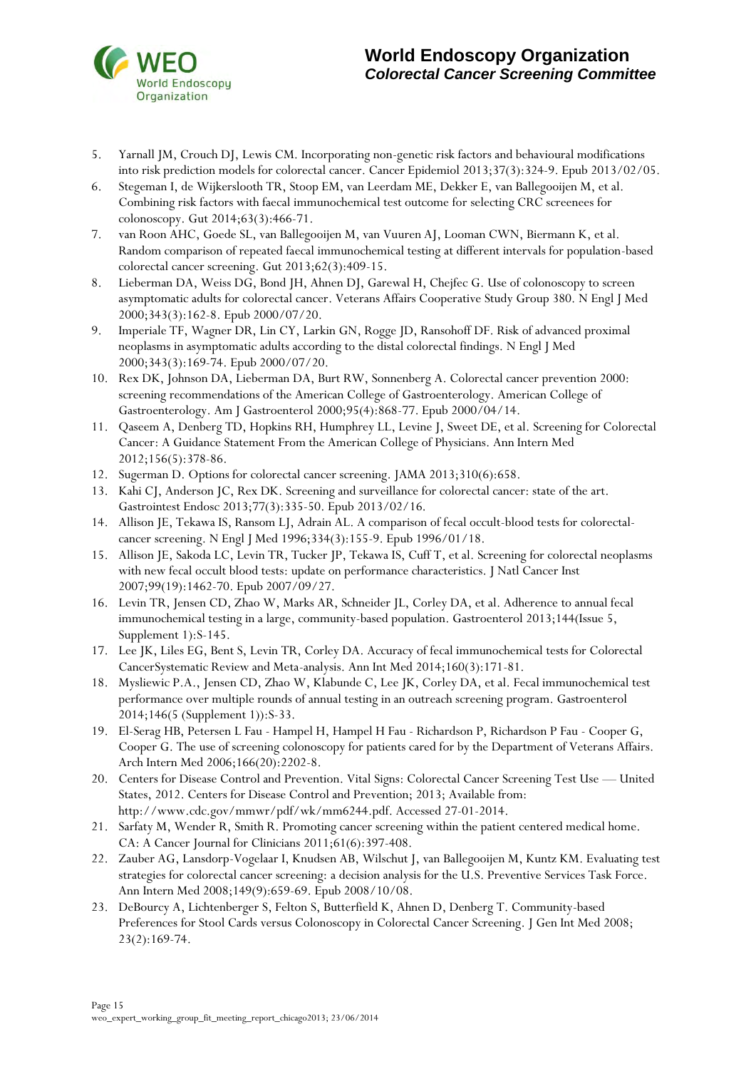5. Yarnall JM, Crouch DJ, Lewis CM. Incorporating non-genetic risk factors and behavioural modifications into risk prediction models for colorectal cancer. Cancer Epidemiol 2013;37(3):324-9. Epub 2013/02/05.
6. Stegeman I, de Wijkerslooth TR, Stoop EM, van Leerdam ME, Dekker E, van Ballegooijen M, et al. Combining risk factors with faecal immunochemical test outcome for selecting CRC screenees for colonoscopy. Gut 2014;63(3):466-71.
7. van Roon AHC, Goede SL, van Ballegooijen M, van Vuuren AJ, Looman CWN, Biermann K, et al. Random comparison of repeated faecal immunochemical testing at different intervals for population-based colorectal cancer screening. Gut 2013;62(3):409-15.
8. Lieberman DA, Weiss DG, Bond JH, Ahnen DJ, Garewal H, Chejfec G. Use of colonoscopy to screen asymptomatic adults for colorectal cancer. Veterans Affairs Cooperative Study Group 380. N Engl J Med 2000;343(3):162-8. Epub 2000/07/20.
9. Imperiale TF, Wagner DR, Lin CY, Larkin GN, Rogge JD, Ransohoff DF. Risk of advanced proximal neoplasms in asymptomatic adults according to the distal colorectal findings. N Engl J Med 2000;343(3):169-74. Epub 2000/07/20.
10. Rex DK, Johnson DA, Lieberman DA, Burt RW, Sonnenberg A. Colorectal cancer prevention 2000: screening recommendations of the American College of Gastroenterology. American College of Gastroenterology. Am J Gastroenterol 2000;95(4):868-77. Epub 2000/04/14.
11. Qaseem A, Denberg TD, Hopkins RH, Humphrey LL, Levine J, Sweet DE, et al. Screening for Colorectal Cancer: A Guidance Statement From the American College of Physicians. Ann Intern Med 2012;156(5):378-86.
12. Sugerman D. Options for colorectal cancer screening. JAMA 2013;310(6):658.
13. Kahi CJ, Anderson JC, Rex DK. Screening and surveillance for colorectal cancer: state of the art. Gastrointest Endosc 2013;77(3):335-50. Epub 2013/02/16.
14. Allison JE, Tekawa IS, Ransom LJ, Adrain AL. A comparison of fecal occult-blood tests for colorectal-cancer screening. N Engl J Med 1996;334(3):155-9. Epub 1996/01/18.
15. Allison JE, Sakoda LC, Levin TR, Tucker JP, Tekawa IS, Cuff T, et al. Screening for colorectal neoplasms with new fecal occult blood tests: update on performance characteristics. J Natl Cancer Inst 2007;99(19):1462-70. Epub 2007/09/27.
16. Levin TR, Jensen CD, Zhao W, Marks AR, Schneider JL, Corley DA, et al. Adherence to annual fecal immunochemical testing in a large, community-based population. Gastroenterol 2013;144(Issue 5, Supplement 1):S-145.
17. Lee JK, Liles EG, Bent S, Levin TR, Corley DA. Accuracy of fecal immunochemical tests for Colorectal CancerSystematic Review and Meta-analysis. Ann Int Med 2014;160(3):171-81.
18. Mysliewic P.A., Jensen CD, Zhao W, Klabunde C, Lee JK, Corley DA, et al. Fecal immunochemical test performance over multiple rounds of annual testing in an outreach screening program. Gastroenterol 2014;146(5 (Supplement 1)):S-33.
19. El-Serag HB, Petersen L Fau - Hampel H, Hampel H Fau - Richardson P, Richardson P Fau - Cooper G, Cooper G. The use of screening colonoscopy for patients cared for by the Department of Veterans Affairs. Arch Intern Med 2006;166(20):2202-8.
20. Centers for Disease Control and Prevention. Vital Signs: Colorectal Cancer Screening Test Use — United States, 2012. Centers for Disease Control and Prevention; 2013; Available from: http://www.cdc.gov/mmwr/pdf/wk/mm6244.pdf. Accessed 27-01-2014.
21. Sarfaty M, Wender R, Smith R. Promoting cancer screening within the patient centered medical home. CA: A Cancer Journal for Clinicians 2011;61(6):397-408.
22. Zauber AG, Lansdorp-Vogelaar I, Knudsen AB, Wilschut J, van Ballegooijen M, Kuntz KM. Evaluating test strategies for colorectal cancer screening: a decision analysis for the U.S. Preventive Services Task Force. Ann Intern Med 2008;149(9):659-69. Epub 2008/10/08.
23. DeBourcy A, Lichtenberger S, Felton S, Butterfield K, Ahnen D, Denberg T. Community-based Preferences for Stool Cards versus Colonoscopy in Colorectal Cancer Screening. J Gen Int Med 2008; 23(2):169-74.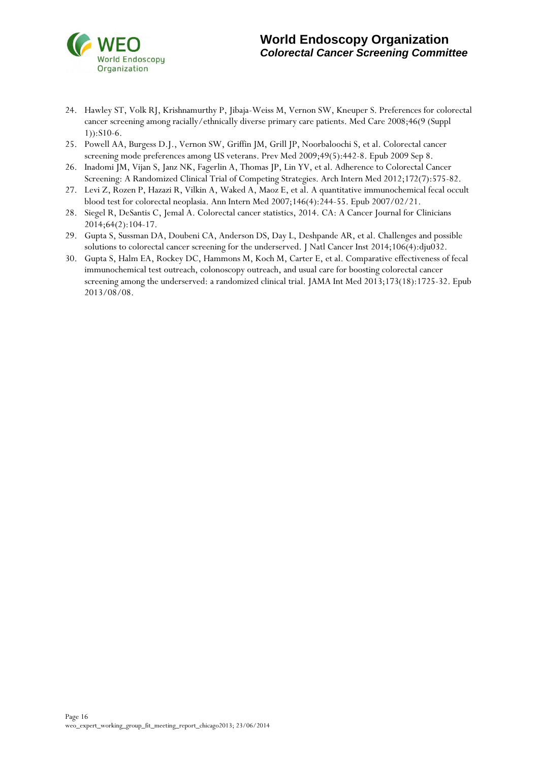24. Hawley ST, Volk RJ, Krishnamurthy P, Jibaja-Weiss M, Vernon SW, Kneuper S. Preferences for colorectal cancer screening among racially/ethnically diverse primary care patients. Med Care 2008;46(9 (Suppl 1)):S10-6.
25. Powell AA, Burgess D.J., Vernon SW, Griffin JM, Grill JP, Noorbaloochi S, et al. Colorectal cancer screening mode preferences among US veterans. Prev Med 2009;49(5):442-8. Epub 2009 Sep 8.
26. Inadomi JM, Vijan S, Janz NK, Fagerlin A, Thomas JP, Lin YV, et al. Adherence to Colorectal Cancer Screening: A Randomized Clinical Trial of Competing Strategies. Arch Intern Med 2012;172(7):575-82.
27. Levi Z, Rozen P, Hazazi R, Vilkin A, Waked A, Maoz E, et al. A quantitative immunochemical fecal occult blood test for colorectal neoplasia. Ann Intern Med 2007;146(4):244-55. Epub 2007/02/21.
28. Siegel R, DeSantis C, Jemal A. Colorectal cancer statistics, 2014. CA: A Cancer Journal for Clinicians 2014;64(2):104-17.
29. Gupta S, Sussman DA, Doubeni CA, Anderson DS, Day L, Deshpande AR, et al. Challenges and possible solutions to colorectal cancer screening for the underserved. J Natl Cancer Inst 2014;106(4):dju032.
30. Gupta S, Halm EA, Rockey DC, Hammons M, Koch M, Carter E, et al. Comparative effectiveness of fecal immunochemical test outreach, colonoscopy outreach, and usual care for boosting colorectal cancer screening among the underserved: a randomized clinical trial. JAMA Int Med 2013;173(18):1725-32. Epub 2013/08/08.